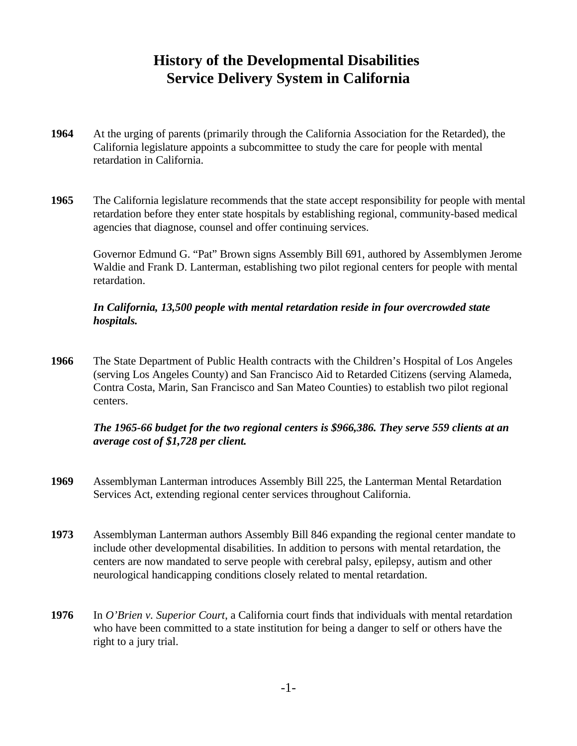# History of the Developmental Disabilities Service Delivery System in California

**1964** At the urging of parents (primarily through the California Association for the Retarded), the California legislature appoints a subcommittee to study the care for people with mental retardation in California.

**1965** The California legislature recommends that the state accept responsibility for people with mental retardation before they enter state hospitals by establishing regional, community-based medical agencies that diagnose, counsel and offer continuing services.

Governor Edmund G. "Pat" Brown signs Assembly Bill 691, authored by Assemblymen Jerome Waldie and Frank D. Lanterman, establishing two pilot regional centers for people with mental retardation.

***In California, 13,500 people with mental retardation reside in four overcrowded state hospitals.***

**1966** The State Department of Public Health contracts with the Children's Hospital of Los Angeles (serving Los Angeles County) and San Francisco Aid to Retarded Citizens (serving Alameda, Contra Costa, Marin, San Francisco and San Mateo Counties) to establish two pilot regional centers.

***The 1965-66 budget for the two regional centers is $966,386. They serve 559 clients at an average cost of $1,728 per client.***

**1969** Assemblyman Lanterman introduces Assembly Bill 225, the Lanterman Mental Retardation Services Act, extending regional center services throughout California.

**1973** Assemblyman Lanterman authors Assembly Bill 846 expanding the regional center mandate to include other developmental disabilities. In addition to persons with mental retardation, the centers are now mandated to serve people with cerebral palsy, epilepsy, autism and other neurological handicapping conditions closely related to mental retardation.

**1976** In *O'Brien v. Superior Court*, a California court finds that individuals with mental retardation who have been committed to a state institution for being a danger to self or others have the right to a jury trial.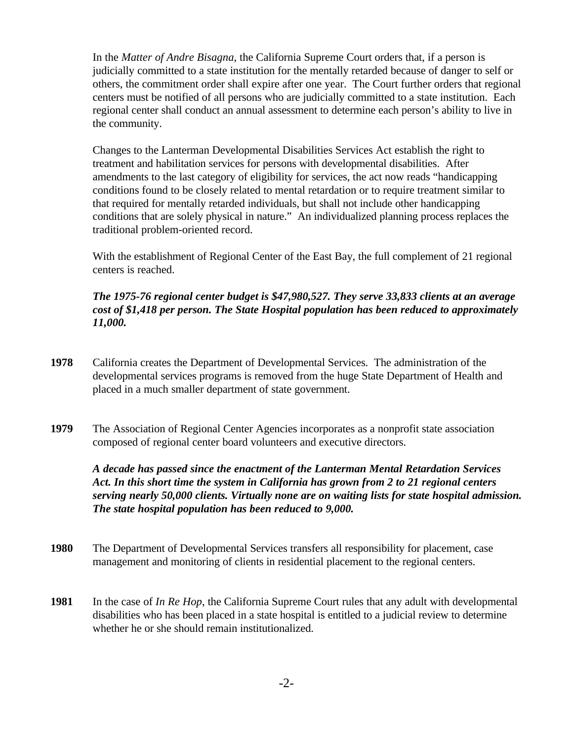In the *Matter of Andre Bisagna*, the California Supreme Court orders that, if a person is judicially committed to a state institution for the mentally retarded because of danger to self or others, the commitment order shall expire after one year. The Court further orders that regional centers must be notified of all persons who are judicially committed to a state institution. Each regional center shall conduct an annual assessment to determine each person's ability to live in the community.

Changes to the Lanterman Developmental Disabilities Services Act establish the right to treatment and habilitation services for persons with developmental disabilities. After amendments to the last category of eligibility for services, the act now reads "handicapping conditions found to be closely related to mental retardation or to require treatment similar to that required for mentally retarded individuals, but shall not include other handicapping conditions that are solely physical in nature." An individualized planning process replaces the traditional problem-oriented record.

With the establishment of Regional Center of the East Bay, the full complement of 21 regional centers is reached.

***The 1975-76 regional center budget is $47,980,527. They serve 33,833 clients at an average cost of $1,418 per person. The State Hospital population has been reduced to approximately 11,000.***

**1978** California creates the Department of Developmental Services. The administration of the developmental services programs is removed from the huge State Department of Health and placed in a much smaller department of state government.

**1979** The Association of Regional Center Agencies incorporates as a nonprofit state association composed of regional center board volunteers and executive directors.

***A decade has passed since the enactment of the Lanterman Mental Retardation Services Act. In this short time the system in California has grown from 2 to 21 regional centers serving nearly 50,000 clients. Virtually none are on waiting lists for state hospital admission. The state hospital population has been reduced to 9,000.***

**1980** The Department of Developmental Services transfers all responsibility for placement, case management and monitoring of clients in residential placement to the regional centers.

**1981** In the case of *In Re Hop*, the California Supreme Court rules that any adult with developmental disabilities who has been placed in a state hospital is entitled to a judicial review to determine whether he or she should remain institutionalized.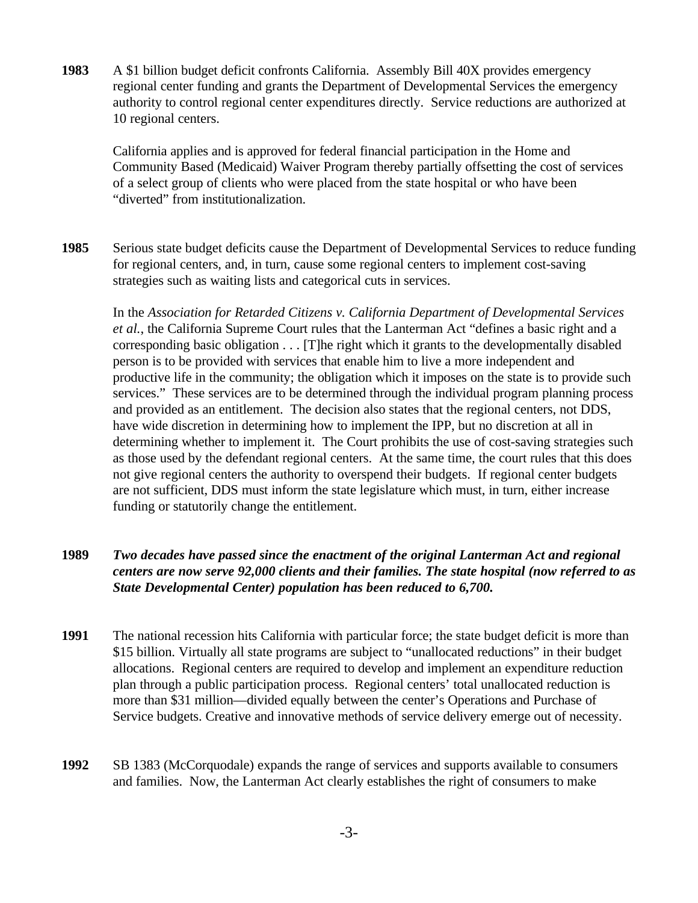**1983** A $1 billion budget deficit confronts California. Assembly Bill 40X provides emergency regional center funding and grants the Department of Developmental Services the emergency authority to control regional center expenditures directly. Service reductions are authorized at 10 regional centers.

California applies and is approved for federal financial participation in the Home and Community Based (Medicaid) Waiver Program thereby partially offsetting the cost of services of a select group of clients who were placed from the state hospital or who have been "diverted" from institutionalization.

**1985** Serious state budget deficits cause the Department of Developmental Services to reduce funding for regional centers, and, in turn, cause some regional centers to implement cost-saving strategies such as waiting lists and categorical cuts in services.

In the *Association for Retarded Citizens v. California Department of Developmental Services et al.*, the California Supreme Court rules that the Lanterman Act "defines a basic right and a corresponding basic obligation . . . [T]he right which it grants to the developmentally disabled person is to be provided with services that enable him to live a more independent and productive life in the community; the obligation which it imposes on the state is to provide such services." These services are to be determined through the individual program planning process and provided as an entitlement. The decision also states that the regional centers, not DDS, have wide discretion in determining how to implement the IPP, but no discretion at all in determining whether to implement it. The Court prohibits the use of cost-saving strategies such as those used by the defendant regional centers. At the same time, the court rules that this does not give regional centers the authority to overspend their budgets. If regional center budgets are not sufficient, DDS must inform the state legislature which must, in turn, either increase funding or statutorily change the entitlement.

**1989** ***Two decades have passed since the enactment of the original Lanterman Act and regional centers are now serve 92,000 clients and their families. The state hospital (now referred to as State Developmental Center) population has been reduced to 6,700.***

**1991** The national recession hits California with particular force; the state budget deficit is more than $15 billion. Virtually all state programs are subject to "unallocated reductions" in their budget allocations. Regional centers are required to develop and implement an expenditure reduction plan through a public participation process. Regional centers' total unallocated reduction is more than $31 million—divided equally between the center's Operations and Purchase of Service budgets. Creative and innovative methods of service delivery emerge out of necessity.

**1992** SB 1383 (McCorquodale) expands the range of services and supports available to consumers and families. Now, the Lanterman Act clearly establishes the right of consumers to make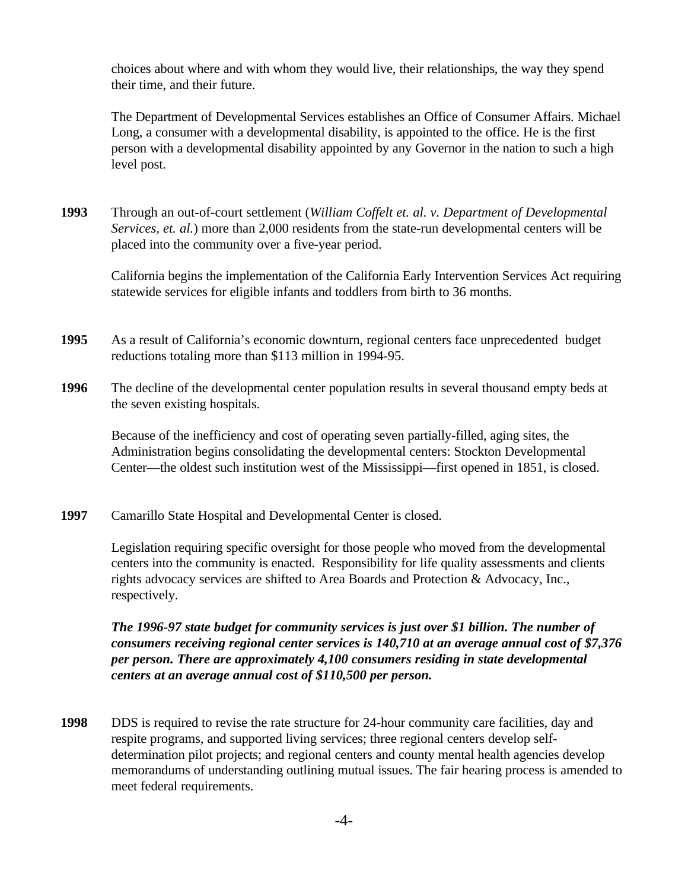choices about where and with whom they would live, their relationships, the way they spend their time, and their future.

The Department of Developmental Services establishes an Office of Consumer Affairs. Michael Long, a consumer with a developmental disability, is appointed to the office. He is the first person with a developmental disability appointed by any Governor in the nation to such a high level post.

**1993** Through an out-of-court settlement (*William Coffelt et. al. v. Department of Developmental Services, et. al.*) more than 2,000 residents from the state-run developmental centers will be placed into the community over a five-year period.

California begins the implementation of the California Early Intervention Services Act requiring statewide services for eligible infants and toddlers from birth to 36 months.

**1995** As a result of California's economic downturn, regional centers face unprecedented budget reductions totaling more than $113 million in 1994-95.

**1996** The decline of the developmental center population results in several thousand empty beds at the seven existing hospitals.

Because of the inefficiency and cost of operating seven partially-filled, aging sites, the Administration begins consolidating the developmental centers: Stockton Developmental Center—the oldest such institution west of the Mississippi—first opened in 1851, is closed.

**1997** Camarillo State Hospital and Developmental Center is closed.

Legislation requiring specific oversight for those people who moved from the developmental centers into the community is enacted. Responsibility for life quality assessments and clients rights advocacy services are shifted to Area Boards and Protection & Advocacy, Inc., respectively.

***The 1996-97 state budget for community services is just over $1 billion. The number of consumers receiving regional center services is 140,710 at an average annual cost of $7,376 per person. There are approximately 4,100 consumers residing in state developmental centers at an average annual cost of $110,500 per person.***

**1998** DDS is required to revise the rate structure for 24-hour community care facilities, day and respite programs, and supported living services; three regional centers develop self-determination pilot projects; and regional centers and county mental health agencies develop memorandums of understanding outlining mutual issues. The fair hearing process is amended to meet federal requirements.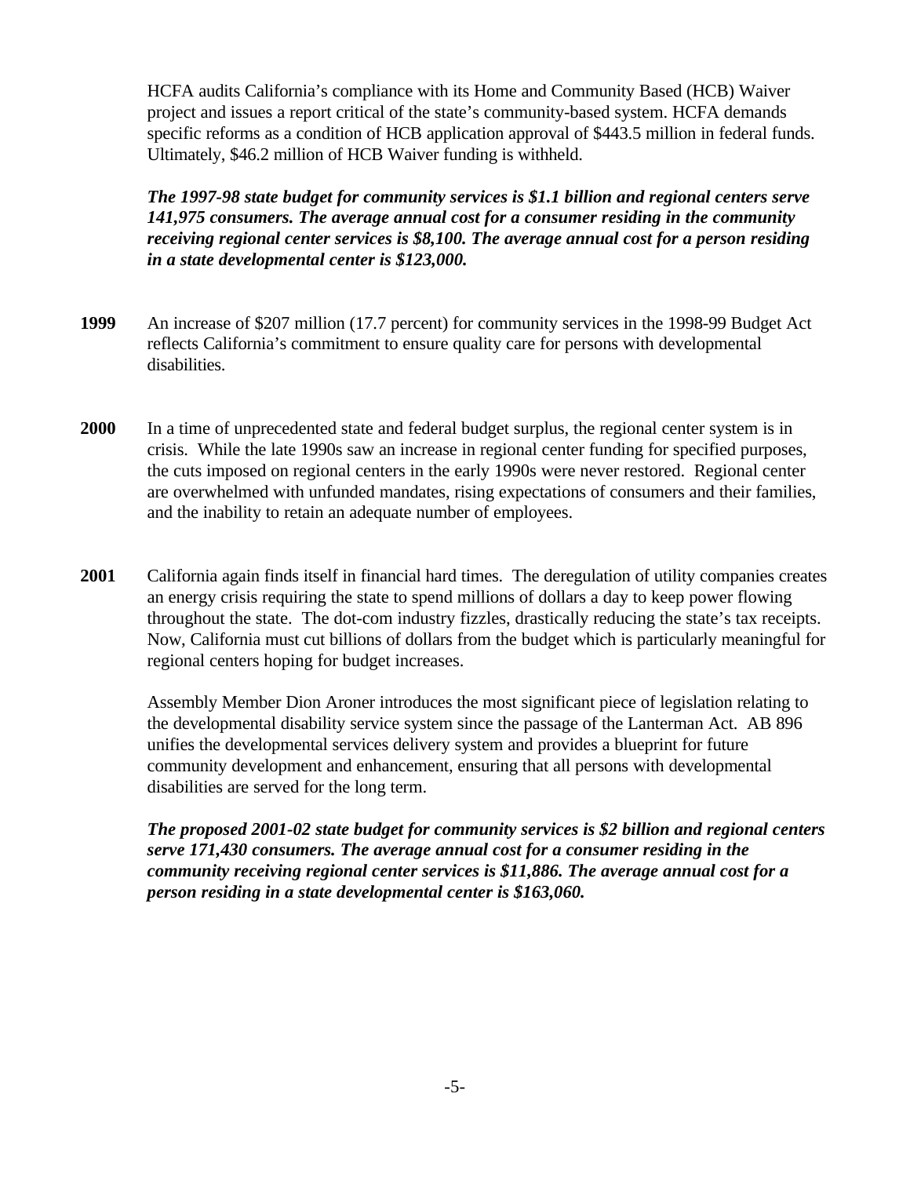HCFA audits California's compliance with its Home and Community Based (HCB) Waiver project and issues a report critical of the state's community-based system. HCFA demands specific reforms as a condition of HCB application approval of $443.5 million in federal funds. Ultimately, $46.2 million of HCB Waiver funding is withheld.

***The 1997-98 state budget for community services is $1.1 billion and regional centers serve 141,975 consumers. The average annual cost for a consumer residing in the community receiving regional center services is $8,100. The average annual cost for a person residing in a state developmental center is $123,000.***

**1999** An increase of $207 million (17.7 percent) for community services in the 1998-99 Budget Act reflects California's commitment to ensure quality care for persons with developmental disabilities.

**2000** In a time of unprecedented state and federal budget surplus, the regional center system is in crisis. While the late 1990s saw an increase in regional center funding for specified purposes, the cuts imposed on regional centers in the early 1990s were never restored. Regional center are overwhelmed with unfunded mandates, rising expectations of consumers and their families, and the inability to retain an adequate number of employees.

**2001** California again finds itself in financial hard times. The deregulation of utility companies creates an energy crisis requiring the state to spend millions of dollars a day to keep power flowing throughout the state. The dot-com industry fizzles, drastically reducing the state's tax receipts. Now, California must cut billions of dollars from the budget which is particularly meaningful for regional centers hoping for budget increases.

Assembly Member Dion Aroner introduces the most significant piece of legislation relating to the developmental disability service system since the passage of the Lanterman Act. AB 896 unifies the developmental services delivery system and provides a blueprint for future community development and enhancement, ensuring that all persons with developmental disabilities are served for the long term.

***The proposed 2001-02 state budget for community services is $2 billion and regional centers serve 171,430 consumers. The average annual cost for a consumer residing in the community receiving regional center services is $11,886. The average annual cost for a person residing in a state developmental center is $163,060.***